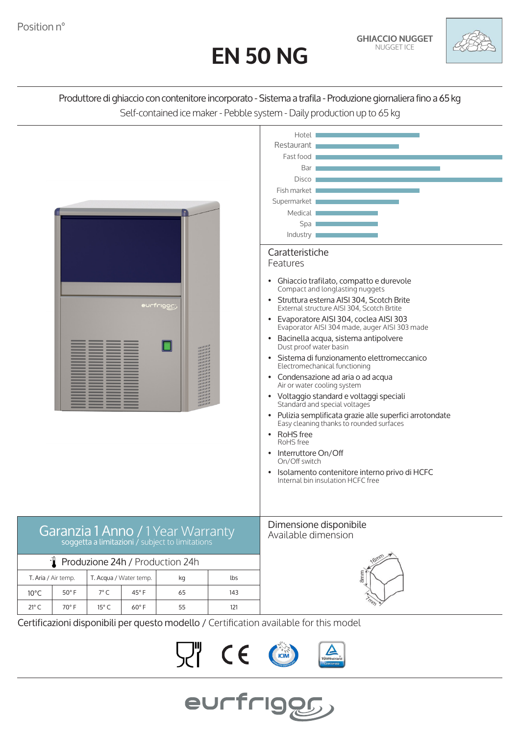Position n°

# EN 50 NG

**GHIACCIO NUGGET**
NUGGET ICE

Produttore di ghiaccio con contenitore incorporato - Sistema a trafila - Produzione giornaliera fino a 65 kg

Self-contained ice maker - Pebble system - Daily production up to 65 kg

Hotel
Restaurant
Fast food
Bar
Disco
Fish market
Supermarket
Medical
Spa
Industry

## Caratteristiche
Features

- Ghiaccio trafilato, compatto e durevole
  Compact and longlasting nuggets
- Struttura esterna AISI 304, Scotch Brite
  External structure AISI 304, Scotch Brtite
- Evaporatore AISI 304, coclea AISI 303
  Evaporator AISI 304 made, auger AISI 303 made
- Bacinella acqua, sistema antipolvere
  Dust proof water basin
- Sistema di funzionamento elettromeccanico
  Electromechanical functioning
- Condensazione ad aria o ad acqua
  Air or water cooling system
- Voltaggio standard e voltaggi speciali
  Standard and special voltages
- Pulizia semplificata grazie alle superfici arrotondate
  Easy cleaning thanks to rounded surfaces
- RoHS free
  RoHS free
- Interruttore On/Off
  On/Off switch
- Isolamento contenitore interno privo di HCFC
  Internal bin insulation HCFC free

## Garanzia 1 Anno / 1 Year Warranty
soggetta a limitazioni / subject to limitations

### Produzione 24h / Production 24h

| T. Aria / Air temp. | | T. Acqua / Water temp. | | kg | lbs |
|---|---|---|---|---|---|
| 10°C | 50° F | 7° C | 45° F | 65 | 143 |
| 21° C | 70° F | 15° C | 60° F | 55 | 121 |

## Dimensione disponibile
Available dimension

16mm, 8mm, 7mm

Certificazioni disponibili per questo modello / Certification available for this model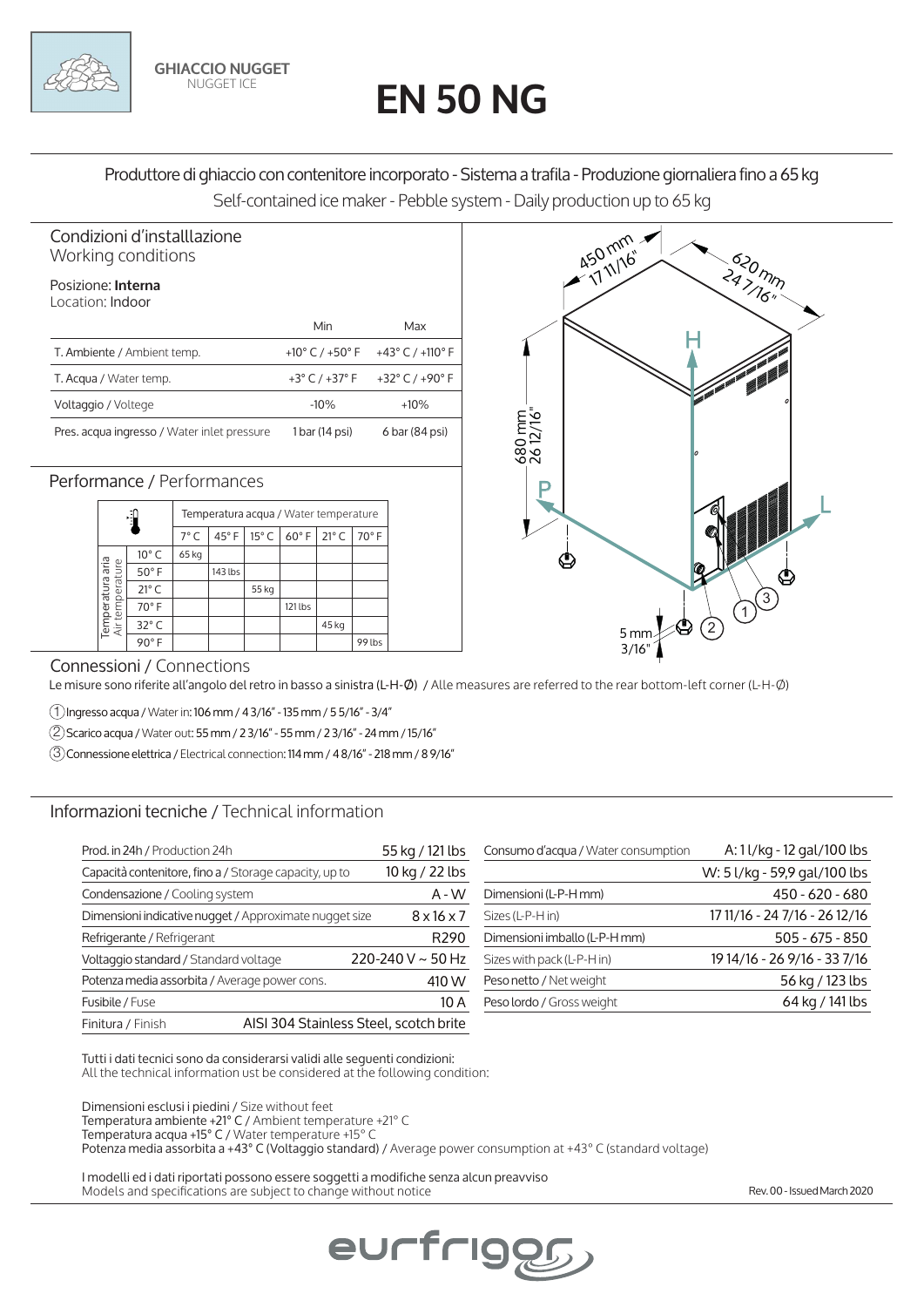**GHIACCIO NUGGET**
NUGGET ICE

# EN 50 NG

Produttore di ghiaccio con contenitore incorporato - Sistema a trafila - Produzione giornaliera fino a 65 kg
Self-contained ice maker - Pebble system - Daily production up to 65 kg

## Condizioni d'installlazione
Working conditions

Posizione: **Interna**
Location: Indoor

| | Min | Max |
|---|---|---|
| T. Ambiente / Ambient temp. | +10° C / +50° F | +43° C / +110° F |
| T. Acqua / Water temp. | +3° C / +37° F | +32° C / +90° F |
| Voltaggio / Voltege | -10% | +10% |
| Pres. acqua ingresso / Water inlet pressure | 1 bar (14 psi) | 6 bar (84 psi) |

## Performance / Performances

| Temperatura aria / Air temperature | Temperatura acqua / Water temperature | | | | | |
|---|---|---|---|---|---|---|
| | 7° C | 45° F | 15° C | 60° F | 21° C | 70° F |
| 10° C | 65 kg | | | | | |
| 50° F | | 143 lbs | | | | |
| 21° C | | | 55 kg | | | |
| 70° F | | | | 121 lbs | | |
| 32° C | | | | | 45 kg | |
| 90° F | | | | | | 99 lbs |

450 mm 17 11/16" — 620 mm 24 7/16" — 680 mm 26 12/16" — 5 mm 3/16"

## Connessioni / Connections

Le misure sono riferite all'angolo del retro in basso a sinistra (L-H-Ø) / Alle measures are referred to the rear bottom-left corner (L-H-Ø)

1. Ingresso acqua / Water in: 106 mm / 4 3/16" - 135 mm / 5 5/16" - 3/4"
2. Scarico acqua / Water out: 55 mm / 2 3/16" - 55 mm / 2 3/16" - 24 mm / 15/16"
3. Connessione elettrica / Electrical connection: 114 mm / 4 8/16" - 218 mm / 8 9/16"

## Informazioni tecniche / Technical information

| | |
|---|---|
| Prod. in 24h / Production 24h | 55 kg / 121 lbs |
| Capacità contenitore, fino a / Storage capacity, up to | 10 kg / 22 lbs |
| Condensazione / Cooling system | A - W |
| Dimensioni indicative nugget / Approximate nugget size | 8 x 16 x 7 |
| Refrigerante / Refrigerant | R290 |
| Voltaggio standard / Standard voltage | 220-240 V ~ 50 Hz |
| Potenza media assorbita / Average power cons. | 410 W |
| Fusibile / Fuse | 10 A |
| Finitura / Finish | AISI 304 Stainless Steel, scotch brite |

| | |
|---|---|
| Consumo d'acqua / Water consumption | A: 1 l/kg - 12 gal/100 lbs |
| | W: 5 l/kg - 59,9 gal/100 lbs |
| Dimensioni (L-P-H mm) | 450 - 620 - 680 |
| Sizes (L-P-H in) | 17 11/16 - 24 7/16 - 26 12/16 |
| Dimensioni imballo (L-P-H mm) | 505 - 675 - 850 |
| Sizes with pack (L-P-H in) | 19 14/16 - 26 9/16 - 33 7/16 |
| Peso netto / Net weight | 56 kg / 123 lbs |
| Peso lordo / Gross weight | 64 kg / 141 lbs |

Tutti i dati tecnici sono da considerarsi validi alle seguenti condizioni:
All the technical information ust be considered at the following condition:

Dimensioni esclusi i piedini / Size without feet
Temperatura ambiente +21° C / Ambient temperature +21° C
Temperatura acqua +15° C / Water temperature +15° C
Potenza media assorbita a +43° C (Voltaggio standard) / Average power consumption at +43° C (standard voltage)

I modelli ed i dati riportati possono essere soggetti a modifiche senza alcun preavviso
Models and specifications are subject to change without notice

Rev. 00 - Issued March 2020

eurfrigor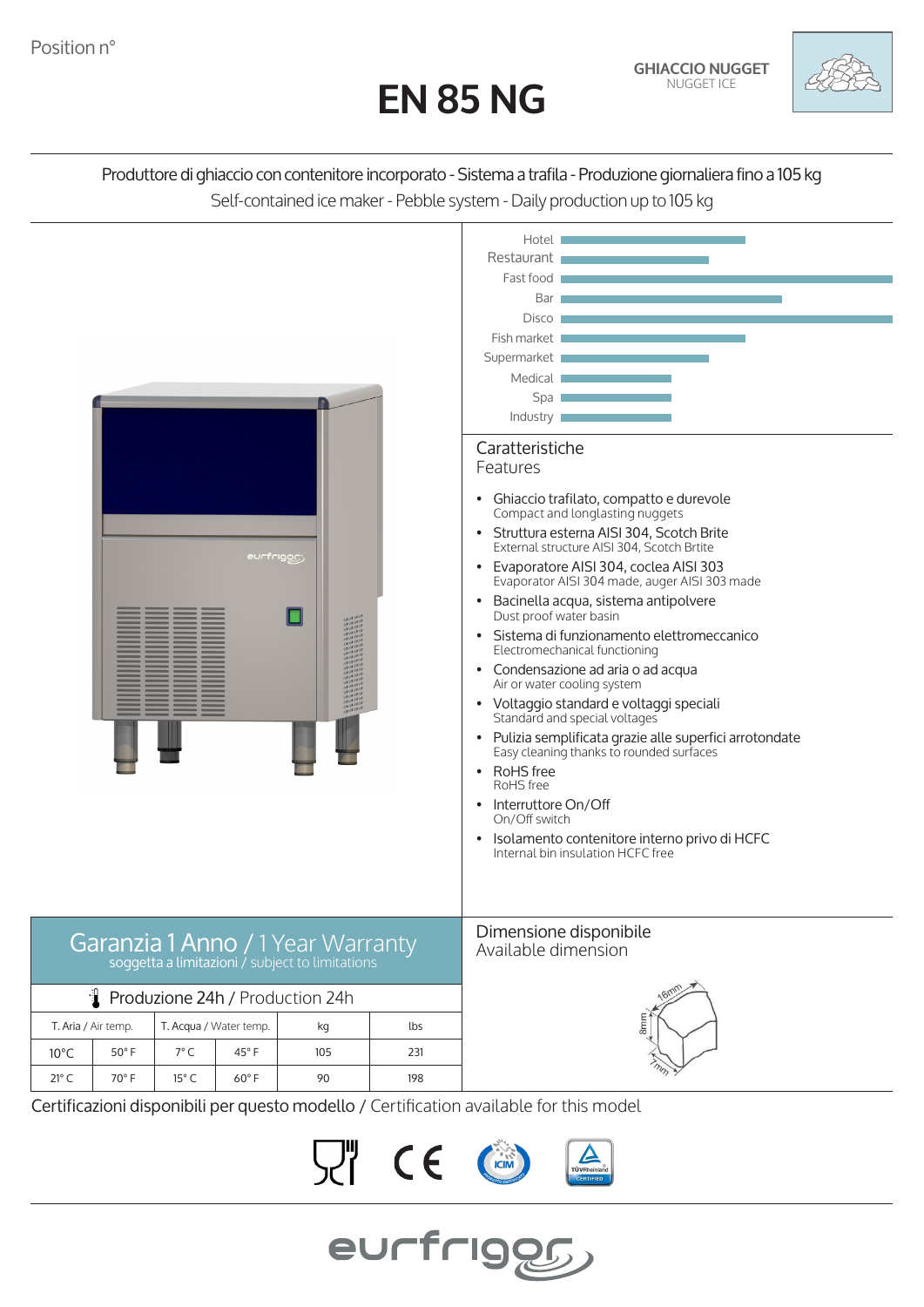Position n°

# EN 85 NG

**GHIACCIO NUGGET**
NUGGET ICE

Produttore di ghiaccio con contenitore incorporato - Sistema a trafila - Produzione giornaliera fino a 105 kg
Self-contained ice maker - Pebble system - Daily production up to 105 kg

Hotel
Restaurant
Fast food
Bar
Disco
Fish market
Supermarket
Medical
Spa
Industry

## Caratteristiche
Features

- Ghiaccio trafilato, compatto e durevole
  Compact and longlasting nuggets
- Struttura esterna AISI 304, Scotch Brite
  External structure AISI 304, Scotch Brtite
- Evaporatore AISI 304, coclea AISI 303
  Evaporator AISI 304 made, auger AISI 303 made
- Bacinella acqua, sistema antipolvere
  Dust proof water basin
- Sistema di funzionamento elettromeccanico
  Electromechanical functioning
- Condensazione ad aria o ad acqua
  Air or water cooling system
- Voltaggio standard e voltaggi speciali
  Standard and special voltages
- Pulizia semplificata grazie alle superfici arrotondate
  Easy cleaning thanks to rounded surfaces
- RoHS free
  RoHS free
- Interruttore On/Off
  On/Off switch
- Isolamento contenitore interno privo di HCFC
  Internal bin insulation HCFC free

## Garanzia 1 Anno / 1 Year Warranty
soggetta a limitazioni / subject to limitations

**Produzione 24h / Production 24h**

| T. Aria / Air temp. | | T. Acqua / Water temp. | | kg | lbs |
|---|---|---|---|---|---|
| 10°C | 50° F | 7° C | 45° F | 105 | 231 |
| 21° C | 70° F | 15° C | 60° F | 90 | 198 |

## Dimensione disponibile
Available dimension

16mm
8mm
7mm

Certificazioni disponibili per questo modello / Certification available for this model

eurfrigor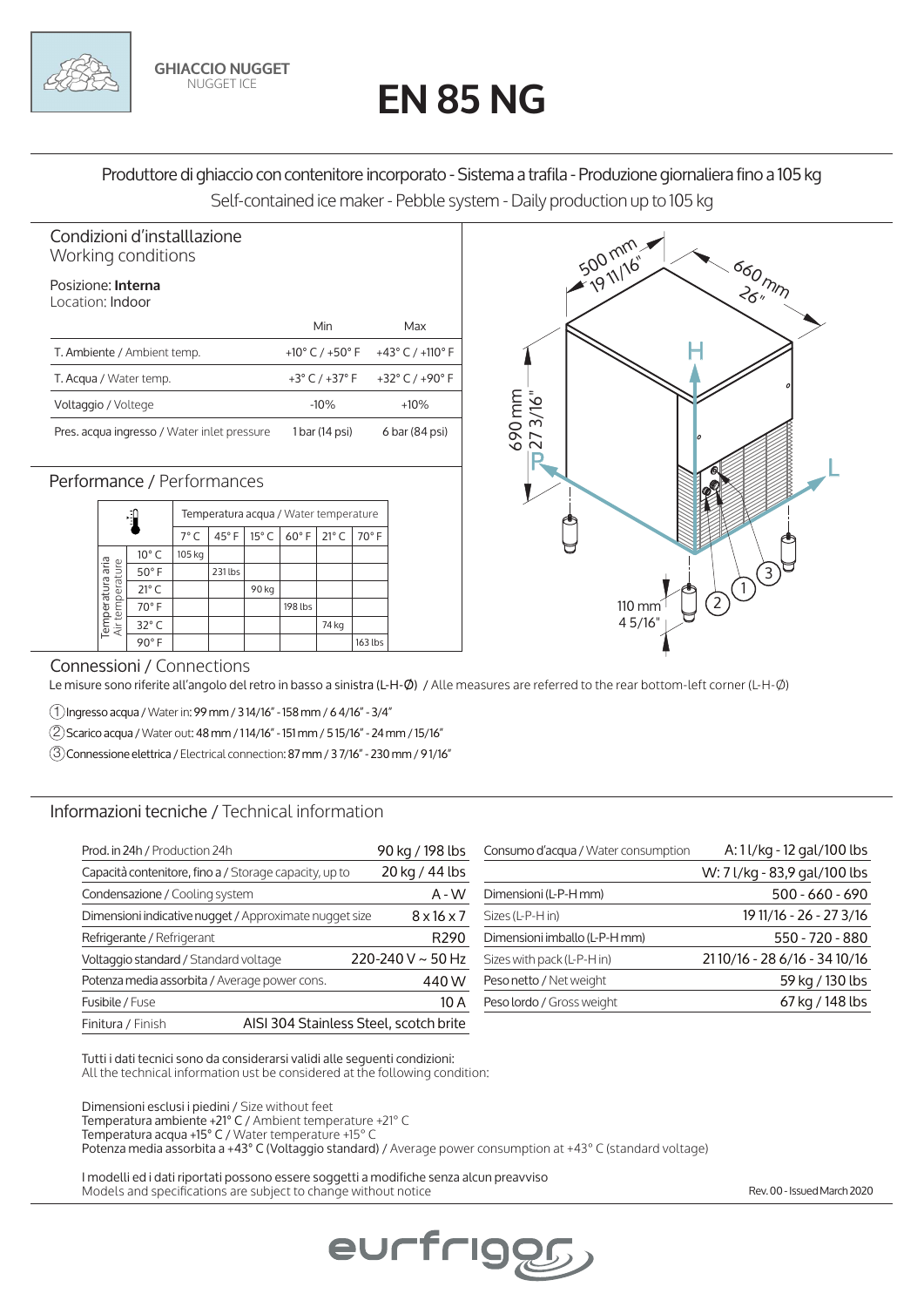GHIACCIO NUGGET
NUGGET ICE

# EN 85 NG

Produttore di ghiaccio con contenitore incorporato - Sistema a trafila - Produzione giornaliera fino a 105 kg
Self-contained ice maker - Pebble system - Daily production up to 105 kg

## Condizioni d'installlazione
Working conditions

Posizione: **Interna**
Location: Indoor

| | Min | Max |
|---|---|---|
| T. Ambiente / Ambient temp. | +10° C / +50° F | +43° C / +110° F |
| T. Acqua / Water temp. | +3° C / +37° F | +32° C / +90° F |
| Voltaggio / Voltege | -10% | +10% |
| Pres. acqua ingresso / Water inlet pressure | 1 bar (14 psi) | 6 bar (84 psi) |

## Performance / Performances

| Temperatura aria / Air temperature | | Temperatura acqua / Water temperature | | | | | |
|---|---|---|---|---|---|---|---|
| | | 7° C | 45° F | 15° C | 60° F | 21° C | 70° F |
| | 10° C | 105 kg | | | | | |
| | 50° F | | 231 lbs | | | | |
| | 21° C | | | 90 kg | | | |
| | 70° F | | | | 198 lbs | | |
| | 32° C | | | | | 74 kg | |
| | 90° F | | | | | | 163 lbs |

500 mm / 19 11/16" — 660 mm / 26" — 690 mm / 27 3/16" — 110 mm / 4 5/16"

## Connessioni / Connections

Le misure sono riferite all'angolo del retro in basso a sinistra (L-H-Ø) / Alle measures are referred to the rear bottom-left corner (L-H-Ø)

1. Ingresso acqua / Water in: 99 mm / 3 14/16" - 158 mm / 6 4/16" - 3/4"
2. Scarico acqua / Water out: 48 mm / 1 14/16" - 151 mm / 5 15/16" - 24 mm / 15/16"
3. Connessione elettrica / Electrical connection: 87 mm / 3 7/16" - 230 mm / 9 1/16"

## Informazioni tecniche / Technical information

| | |
|---|---|
| Prod. in 24h / Production 24h | 90 kg / 198 lbs |
| Capacità contenitore, fino a / Storage capacity, up to | 20 kg / 44 lbs |
| Condensazione / Cooling system | A - W |
| Dimensioni indicative nugget / Approximate nugget size | 8 x 16 x 7 |
| Refrigerante / Refrigerant | R290 |
| Voltaggio standard / Standard voltage | 220-240 V ~ 50 Hz |
| Potenza media assorbita / Average power cons. | 440 W |
| Fusibile / Fuse | 10 A |
| Finitura / Finish | AISI 304 Stainless Steel, scotch brite |

| | |
|---|---|
| Consumo d'acqua / Water consumption | A: 1 l/kg - 12 gal/100 lbs |
| | W: 7 l/kg - 83,9 gal/100 lbs |
| Dimensioni (L-P-H mm) | 500 - 660 - 690 |
| Sizes (L-P-H in) | 19 11/16 - 26 - 27 3/16 |
| Dimensioni imballo (L-P-H mm) | 550 - 720 - 880 |
| Sizes with pack (L-P-H in) | 21 10/16 - 28 6/16 - 34 10/16 |
| Peso netto / Net weight | 59 kg / 130 lbs |
| Peso lordo / Gross weight | 67 kg / 148 lbs |

Tutti i dati tecnici sono da considerarsi validi alle seguenti condizioni:
All the technical information ust be considered at the following condition:

Dimensioni esclusi i piedini / Size without feet
Temperatura ambiente +21° C / Ambient temperature +21° C
Temperatura acqua +15° C / Water temperature +15° C
Potenza media assorbita a +43° C (Voltaggio standard) / Average power consumption at +43° C (standard voltage)

I modelli ed i dati riportati possono essere soggetti a modifiche senza alcun preavviso
Models and specifications are subject to change without notice

Rev. 00 - Issued March 2020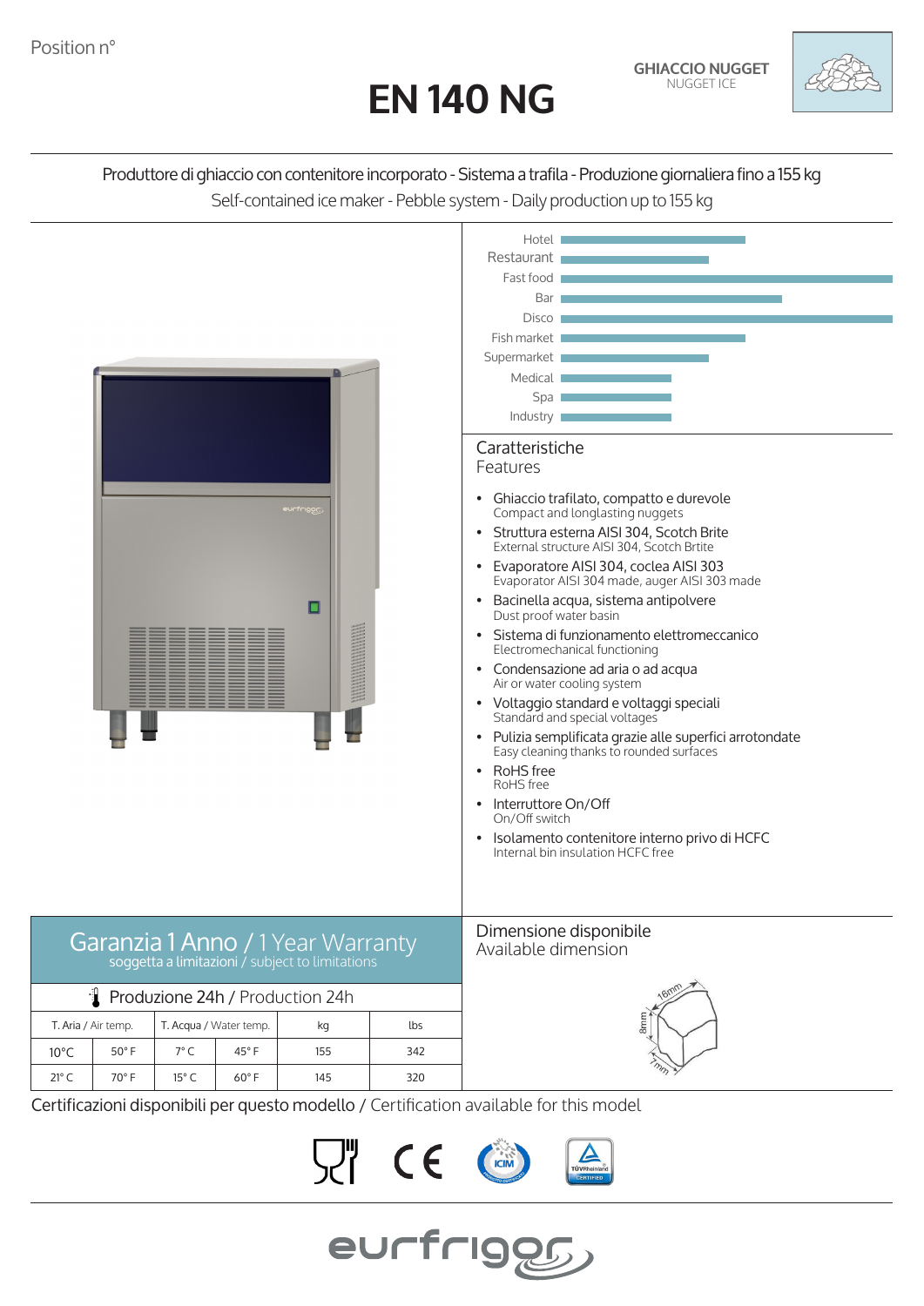Position n°

# EN 140 NG

**GHIACCIO NUGGET**
NUGGET ICE

Produttore di ghiaccio con contenitore incorporato - Sistema a trafila - Produzione giornaliera fino a 155 kg
Self-contained ice maker - Pebble system - Daily production up to 155 kg

Hotel
Restaurant
Fast food
Bar
Disco
Fish market
Supermarket
Medical
Spa
Industry

## Caratteristiche
Features

- Ghiaccio trafilato, compatto e durevole
  Compact and longlasting nuggets
- Struttura esterna AISI 304, Scotch Brite
  External structure AISI 304, Scotch Brtite
- Evaporatore AISI 304, coclea AISI 303
  Evaporator AISI 304 made, auger AISI 303 made
- Bacinella acqua, sistema antipolvere
  Dust proof water basin
- Sistema di funzionamento elettromeccanico
  Electromechanical functioning
- Condensazione ad aria o ad acqua
  Air or water cooling system
- Voltaggio standard e voltaggi speciali
  Standard and special voltages
- Pulizia semplificata grazie alle superfici arrotondate
  Easy cleaning thanks to rounded surfaces
- RoHS free
  RoHS free
- Interruttore On/Off
  On/Off switch
- Isolamento contenitore interno privo di HCFC
  Internal bin insulation HCFC free

## Garanzia 1 Anno / 1 Year Warranty
soggetta a limitazioni / subject to limitations

### Produzione 24h / Production 24h

| T. Aria / Air temp. | | T. Acqua / Water temp. | | kg | lbs |
|---|---|---|---|---|---|
| 10°C | 50° F | 7° C | 45° F | 155 | 342 |
| 21° C | 70° F | 15° C | 60° F | 145 | 320 |

## Dimensione disponibile
Available dimension

16mm
8mm
7mm

Certificazioni disponibili per questo modello / Certification available for this model

eurfrigor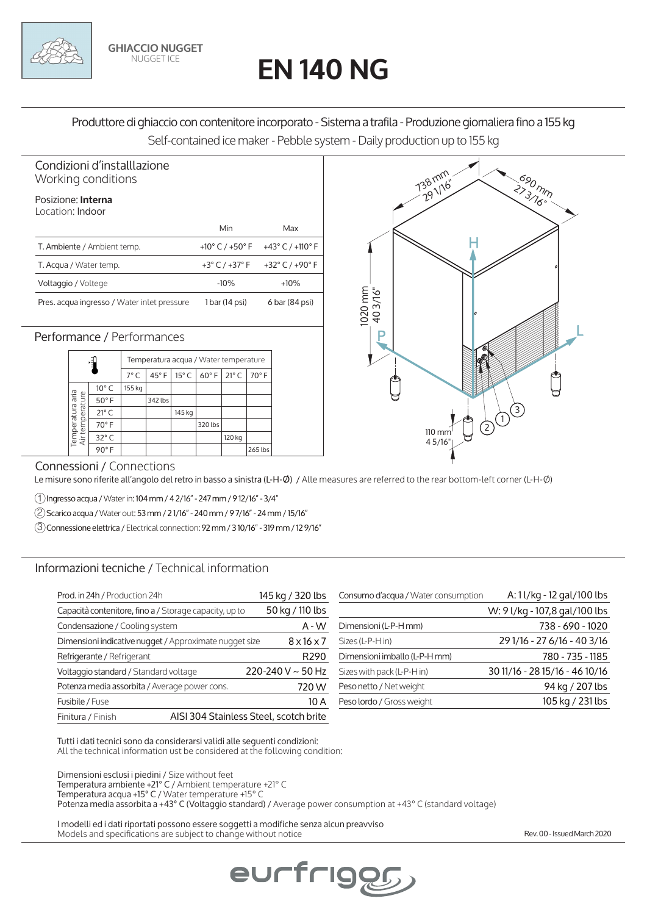GHIACCIO NUGGET
NUGGET ICE

# EN 140 NG

Produttore di ghiaccio con contenitore incorporato - Sistema a trafila - Produzione giornaliera fino a 155 kg
Self-contained ice maker - Pebble system - Daily production up to 155 kg

## Condizioni d'installlazione
Working conditions

Posizione: **Interna**
Location: Indoor

| | Min | Max |
|---|---|---|
| T. Ambiente / Ambient temp. | +10° C / +50° F | +43° C / +110° F |
| T. Acqua / Water temp. | +3° C / +37° F | +32° C / +90° F |
| Voltaggio / Voltege | -10% | +10% |
| Pres. acqua ingresso / Water inlet pressure | 1 bar (14 psi) | 6 bar (84 psi) |

## Performance / Performances

| | Temperatura acqua / Water temperature | | | | | |
|---|---|---|---|---|---|---|
| Temperatura aria / Air temperature | 7° C | 45° F | 15° C | 60° F | 21° C | 70° F |
| 10° C | 155 kg | | | | | |
| 50° F | | 342 lbs | | | | |
| 21° C | | | 145 kg | | | |
| 70° F | | | | 320 lbs | | |
| 32° C | | | | | 120 kg | |
| 90° F | | | | | | 265 lbs |

738 mm
29 1/16"
690 mm
27 3/16"
1020 mm
40 3/16"
110 mm
4 5/16"
H
P
L

## Connessioni / Connections

Le misure sono riferite all'angolo del retro in basso a sinistra (L-H-Ø) / Alle measures are referred to the rear bottom-left corner (L-H-Ø)

1. Ingresso acqua / Water in: 104 mm / 4 2/16" - 247 mm / 9 12/16" - 3/4"
2. Scarico acqua / Water out: 53 mm / 2 1/16" - 240 mm / 9 7/16" - 24 mm / 15/16"
3. Connessione elettrica / Electrical connection: 92 mm / 3 10/16" - 319 mm / 12 9/16"

## Informazioni tecniche / Technical information

| | |
|---|---|
| Prod. in 24h / Production 24h | 145 kg / 320 lbs |
| Capacità contenitore, fino a / Storage capacity, up to | 50 kg / 110 lbs |
| Condensazione / Cooling system | A - W |
| Dimensioni indicative nugget / Approximate nugget size | 8 x 16 x 7 |
| Refrigerante / Refrigerant | R290 |
| Voltaggio standard / Standard voltage | 220-240 V ~ 50 Hz |
| Potenza media assorbita / Average power cons. | 720 W |
| Fusibile / Fuse | 10 A |
| Finitura / Finish | AISI 304 Stainless Steel, scotch brite |

| | |
|---|---|
| Consumo d'acqua / Water consumption | A: 1 l/kg - 12 gal/100 lbs |
| | W: 9 l/kg - 107,8 gal/100 lbs |
| Dimensioni (L-P-H mm) | 738 - 690 - 1020 |
| Sizes (L-P-H in) | 29 1/16 - 27 6/16 - 40 3/16 |
| Dimensioni imballo (L-P-H mm) | 780 - 735 - 1185 |
| Sizes with pack (L-P-H in) | 30 11/16 - 28 15/16 - 46 10/16 |
| Peso netto / Net weight | 94 kg / 207 lbs |
| Peso lordo / Gross weight | 105 kg / 231 lbs |

Tutti i dati tecnici sono da considerarsi validi alle seguenti condizioni:
All the technical information ust be considered at the following condition:

Dimensioni esclusi i piedini / Size without feet
Temperatura ambiente +21° C / Ambient temperature +21° C
Temperatura acqua +15° C / Water temperature +15° C
Potenza media assorbita a +43° C (Voltaggio standard) / Average power consumption at +43° C (standard voltage)

I modelli ed i dati riportati possono essere soggetti a modifiche senza alcun preavviso
Models and specifications are subject to change without notice

Rev. 00 - Issued March 2020

eurfrigor